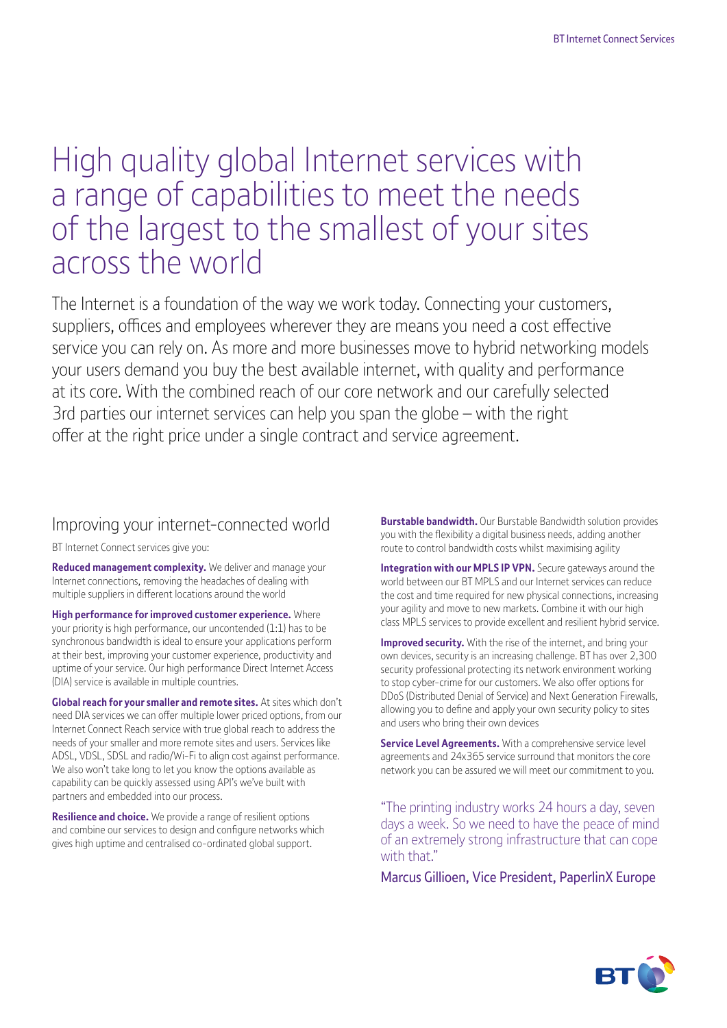# High quality global Internet services with a range of capabilities to meet the needs of the largest to the smallest of your sites across the world

The Internet is a foundation of the way we work today. Connecting your customers, suppliers, offices and employees wherever they are means you need a cost effective service you can rely on. As more and more businesses move to hybrid networking models your users demand you buy the best available internet, with quality and performance at its core. With the combined reach of our core network and our carefully selected 3rd parties our internet services can help you span the globe – with the right offer at the right price under a single contract and service agreement.

## Improving your internet-connected world

BT Internet Connect services give you:

**Reduced management complexity.** We deliver and manage your Internet connections, removing the headaches of dealing with multiple suppliers in different locations around the world

**High performance for improved customer experience.** Where your priority is high performance, our uncontended (1:1) has to be synchronous bandwidth is ideal to ensure your applications perform at their best, improving your customer experience, productivity and uptime of your service. Our high performance Direct Internet Access (DIA) service is available in multiple countries.

**Global reach for your smaller and remote sites.** At sites which don't need DIA services we can offer multiple lower priced options, from our Internet Connect Reach service with true global reach to address the needs of your smaller and more remote sites and users. Services like ADSL, VDSL, SDSL and radio/Wi-Fi to align cost against performance. We also won't take long to let you know the options available as capability can be quickly assessed using API's we've built with partners and embedded into our process.

**Resilience and choice.** We provide a range of resilient options and combine our services to design and configure networks which gives high uptime and centralised co-ordinated global support.

**Burstable bandwidth.** Our Burstable Bandwidth solution provides you with the flexibility a digital business needs, adding another route to control bandwidth costs whilst maximising agility

**Integration with our MPLS IP VPN.** Secure gateways around the world between our BT MPLS and our Internet services can reduce the cost and time required for new physical connections, increasing your agility and move to new markets. Combine it with our high class MPLS services to provide excellent and resilient hybrid service.

**Improved security.** With the rise of the internet, and bring your own devices, security is an increasing challenge. BT has over 2,300 security professional protecting its network environment working to stop cyber-crime for our customers. We also offer options for DDoS (Distributed Denial of Service) and Next Generation Firewalls, allowing you to define and apply your own security policy to sites and users who bring their own devices

**Service Level Agreements.** With a comprehensive service level agreements and 24x365 service surround that monitors the core network you can be assured we will meet our commitment to you.

"The printing industry works 24 hours a day, seven days a week. So we need to have the peace of mind of an extremely strong infrastructure that can cope with that."

Marcus Gillioen, Vice President, PaperlinX Europe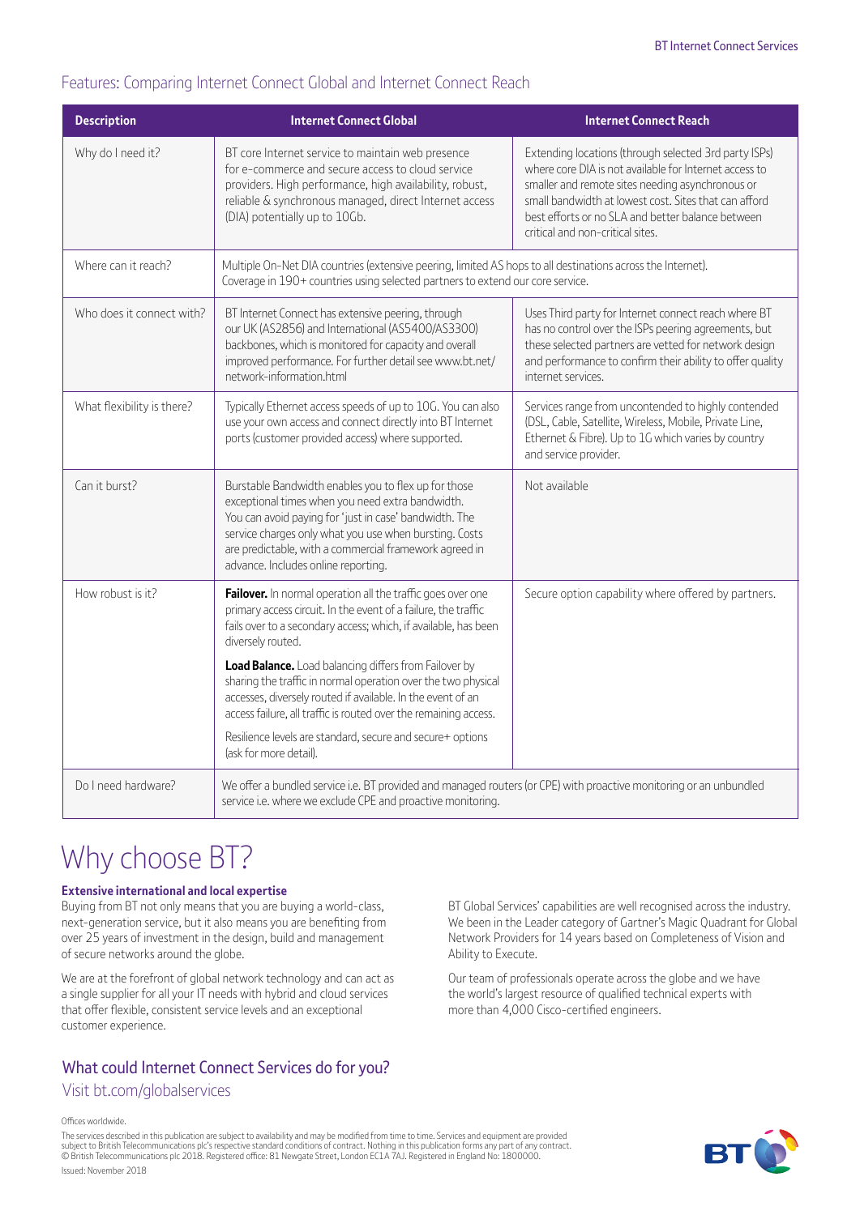## Features: Comparing Internet Connect Global and Internet Connect Reach

| Description | Internet Connect Global | Internet Connect Reach |
|---|---|---|
| Why do I need it? | BT core Internet service to maintain web presence for e-commerce and secure access to cloud service providers. High performance, high availability, robust, reliable & synchronous managed, direct Internet access (DIA) potentially up to 10Gb. | Extending locations (through selected 3rd party ISPs) where core DIA is not available for Internet access to smaller and remote sites needing asynchronous or small bandwidth at lowest cost. Sites that can afford best efforts or no SLA and better balance between critical and non-critical sites. |
| Where can it reach? | Multiple On-Net DIA countries (extensive peering, limited AS hops to all destinations across the Internet). Coverage in 190+ countries using selected partners to extend our core service. | |
| Who does it connect with? | BT Internet Connect has extensive peering, through our UK (AS2856) and International (AS5400/AS3300) backbones, which is monitored for capacity and overall improved performance. For further detail see www.bt.net/network-information.html | Uses Third party for Internet connect reach where BT has no control over the ISPs peering agreements, but these selected partners are vetted for network design and performance to confirm their ability to offer quality internet services. |
| What flexibility is there? | Typically Ethernet access speeds of up to 10G. You can also use your own access and connect directly into BT Internet ports (customer provided access) where supported. | Services range from uncontended to highly contended (DSL, Cable, Satellite, Wireless, Mobile, Private Line, Ethernet & Fibre). Up to 1G which varies by country and service provider. |
| Can it burst? | Burstable Bandwidth enables you to flex up for those exceptional times when you need extra bandwidth. You can avoid paying for 'just in case' bandwidth. The service charges only what you use when bursting. Costs are predictable, with a commercial framework agreed in advance. Includes online reporting. | Not available |
| How robust is it? | **Failover.** In normal operation all the traffic goes over one primary access circuit. In the event of a failure, the traffic fails over to a secondary access; which, if available, has been diversely routed. **Load Balance.** Load balancing differs from Failover by sharing the traffic in normal operation over the two physical accesses, diversely routed if available. In the event of an access failure, all traffic is routed over the remaining access. Resilience levels are standard, secure and secure+ options (ask for more detail). | Secure option capability where offered by partners. |
| Do I need hardware? | We offer a bundled service i.e. BT provided and managed routers (or CPE) with proactive monitoring or an unbundled service i.e. where we exclude CPE and proactive monitoring. | |

# Why choose BT?

**Extensive international and local expertise**

Buying from BT not only means that you are buying a world-class, next-generation service, but it also means you are benefiting from over 25 years of investment in the design, build and management of secure networks around the globe.

We are at the forefront of global network technology and can act as a single supplier for all your IT needs with hybrid and cloud services that offer flexible, consistent service levels and an exceptional customer experience.

BT Global Services' capabilities are well recognised across the industry. We been in the Leader category of Gartner's Magic Quadrant for Global Network Providers for 14 years based on Completeness of Vision and Ability to Execute.

Our team of professionals operate across the globe and we have the world's largest resource of qualified technical experts with more than 4,000 Cisco-certified engineers.

## What could Internet Connect Services do for you?

Visit bt.com/globalservices

Offices worldwide.

The services described in this publication are subject to availability and may be modified from time to time. Services and equipment are provided subject to British Telecommunications plc's respective standard conditions of contract. Nothing in this publication forms any part of any contract.
© British Telecommunications plc 2018. Registered office: 81 Newgate Street, London EC1A 7AJ. Registered in England No: 1800000.

Issued: November 2018